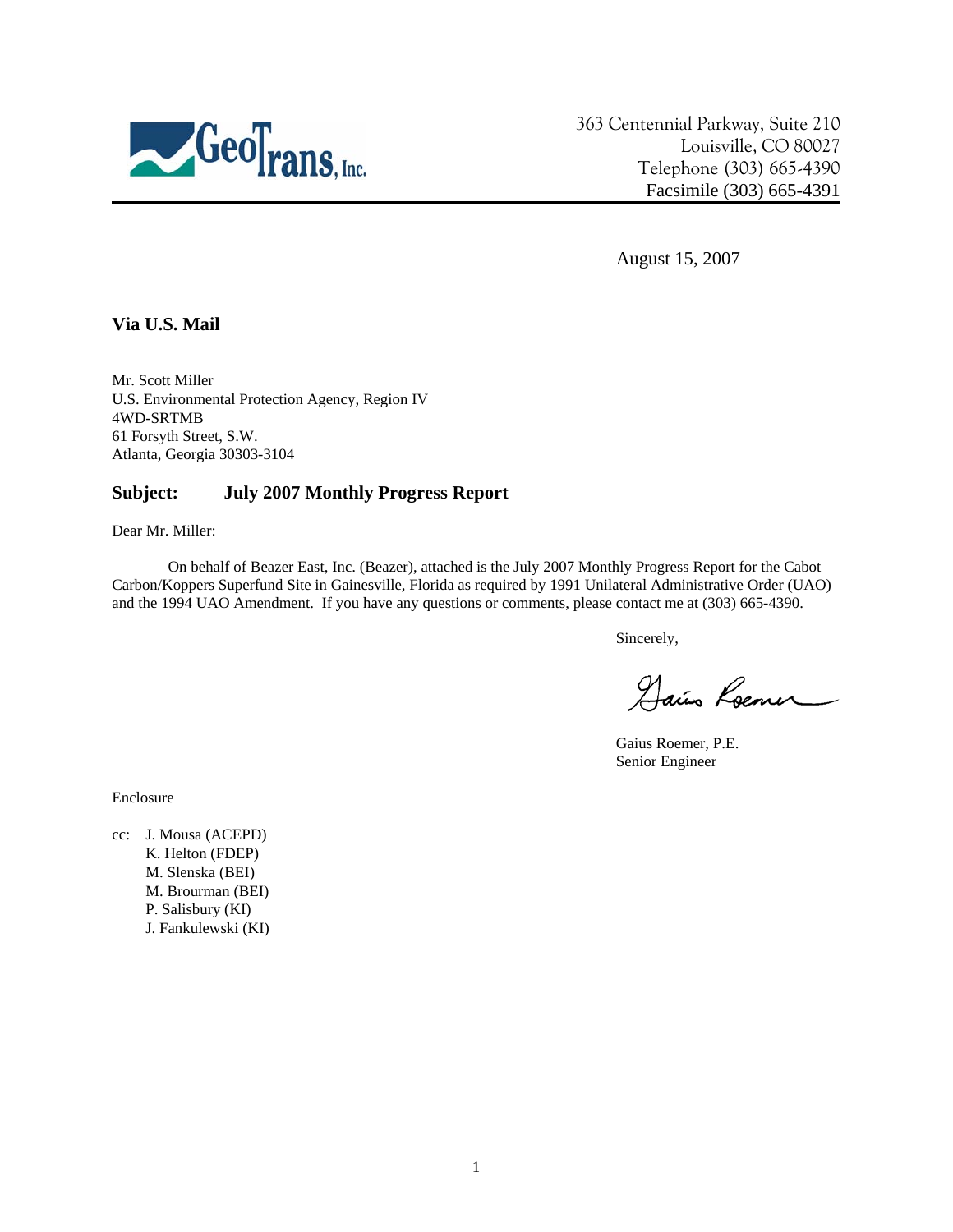GeoTrans, Inc.

363 Centennial Parkway, Suite 210
Louisville, CO 80027
Telephone (303) 665-4390
Facsimile (303) 665-4391

August 15, 2007

**Via U.S. Mail**

Mr. Scott Miller
U.S. Environmental Protection Agency, Region IV
4WD-SRTMB
61 Forsyth Street, S.W.
Atlanta, Georgia 30303-3104

**Subject: July 2007 Monthly Progress Report**

Dear Mr. Miller:

On behalf of Beazer East, Inc. (Beazer), attached is the July 2007 Monthly Progress Report for the Cabot Carbon/Koppers Superfund Site in Gainesville, Florida as required by 1991 Unilateral Administrative Order (UAO) and the 1994 UAO Amendment. If you have any questions or comments, please contact me at (303) 665-4390.

Sincerely,

Gaius Roemer, P.E.
Senior Engineer

Enclosure

cc: J. Mousa (ACEPD)
K. Helton (FDEP)
M. Slenska (BEI)
M. Brourman (BEI)
P. Salisbury (KI)
J. Fankulewski (KI)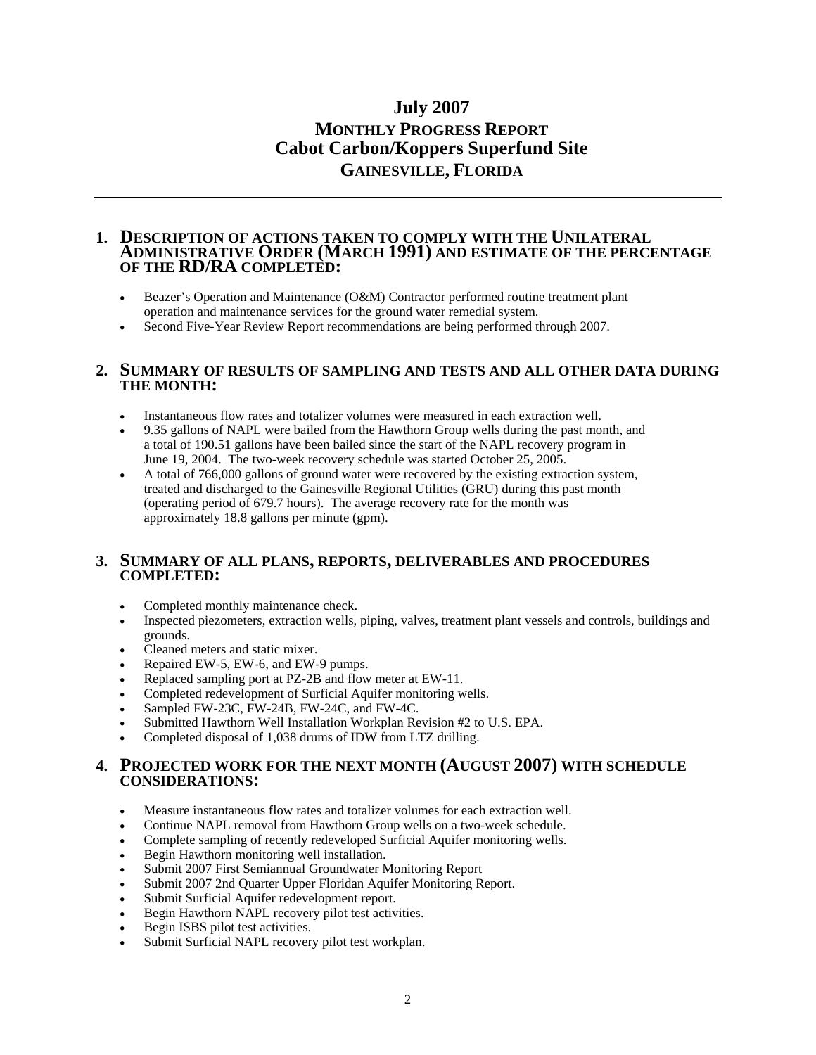# July 2007
## Monthly Progress Report
## Cabot Carbon/Koppers Superfund Site
## Gainesville, Florida

---

### 1. Description of actions taken to comply with the Unilateral Administrative Order (March 1991) and estimate of the percentage of the RD/RA completed:

- Beazer's Operation and Maintenance (O&M) Contractor performed routine treatment plant operation and maintenance services for the ground water remedial system.
- Second Five-Year Review Report recommendations are being performed through 2007.

### 2. Summary of results of sampling and tests and all other data during the month:

- Instantaneous flow rates and totalizer volumes were measured in each extraction well.
- 9.35 gallons of NAPL were bailed from the Hawthorn Group wells during the past month, and a total of 190.51 gallons have been bailed since the start of the NAPL recovery program in June 19, 2004. The two-week recovery schedule was started October 25, 2005.
- A total of 766,000 gallons of ground water were recovered by the existing extraction system, treated and discharged to the Gainesville Regional Utilities (GRU) during this past month (operating period of 679.7 hours). The average recovery rate for the month was approximately 18.8 gallons per minute (gpm).

### 3. Summary of all plans, reports, deliverables and procedures completed:

- Completed monthly maintenance check.
- Inspected piezometers, extraction wells, piping, valves, treatment plant vessels and controls, buildings and grounds.
- Cleaned meters and static mixer.
- Repaired EW-5, EW-6, and EW-9 pumps.
- Replaced sampling port at PZ-2B and flow meter at EW-11.
- Completed redevelopment of Surficial Aquifer monitoring wells.
- Sampled FW-23C, FW-24B, FW-24C, and FW-4C.
- Submitted Hawthorn Well Installation Workplan Revision #2 to U.S. EPA.
- Completed disposal of 1,038 drums of IDW from LTZ drilling.

### 4. Projected work for the next month (August 2007) with schedule considerations:

- Measure instantaneous flow rates and totalizer volumes for each extraction well.
- Continue NAPL removal from Hawthorn Group wells on a two-week schedule.
- Complete sampling of recently redeveloped Surficial Aquifer monitoring wells.
- Begin Hawthorn monitoring well installation.
- Submit 2007 First Semiannual Groundwater Monitoring Report
- Submit 2007 2nd Quarter Upper Floridan Aquifer Monitoring Report.
- Submit Surficial Aquifer redevelopment report.
- Begin Hawthorn NAPL recovery pilot test activities.
- Begin ISBS pilot test activities.
- Submit Surficial NAPL recovery pilot test workplan.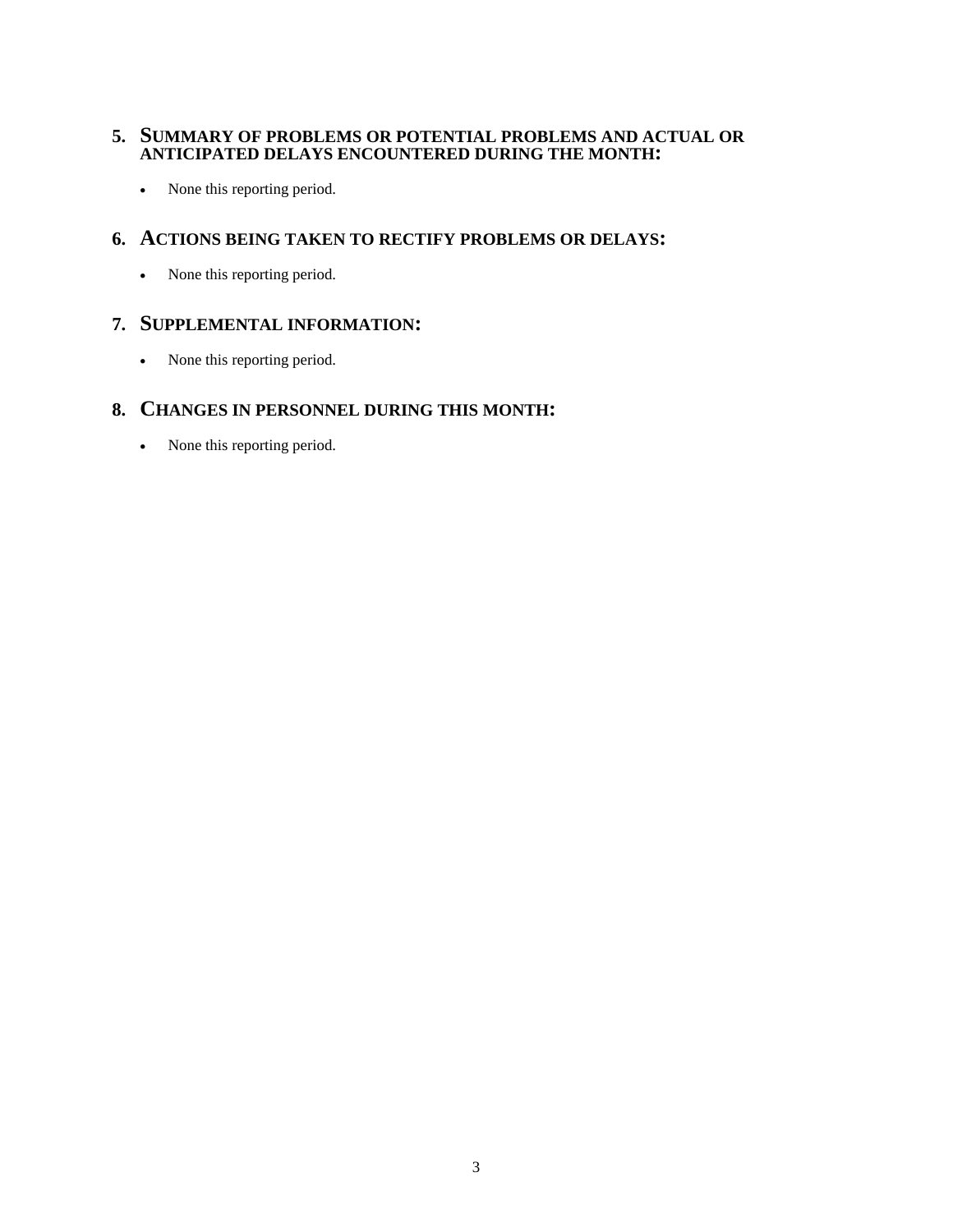## 5. SUMMARY OF PROBLEMS OR POTENTIAL PROBLEMS AND ACTUAL OR ANTICIPATED DELAYS ENCOUNTERED DURING THE MONTH:

- None this reporting period.

## 6. ACTIONS BEING TAKEN TO RECTIFY PROBLEMS OR DELAYS:

- None this reporting period.

## 7. SUPPLEMENTAL INFORMATION:

- None this reporting period.

## 8. CHANGES IN PERSONNEL DURING THIS MONTH:

- None this reporting period.